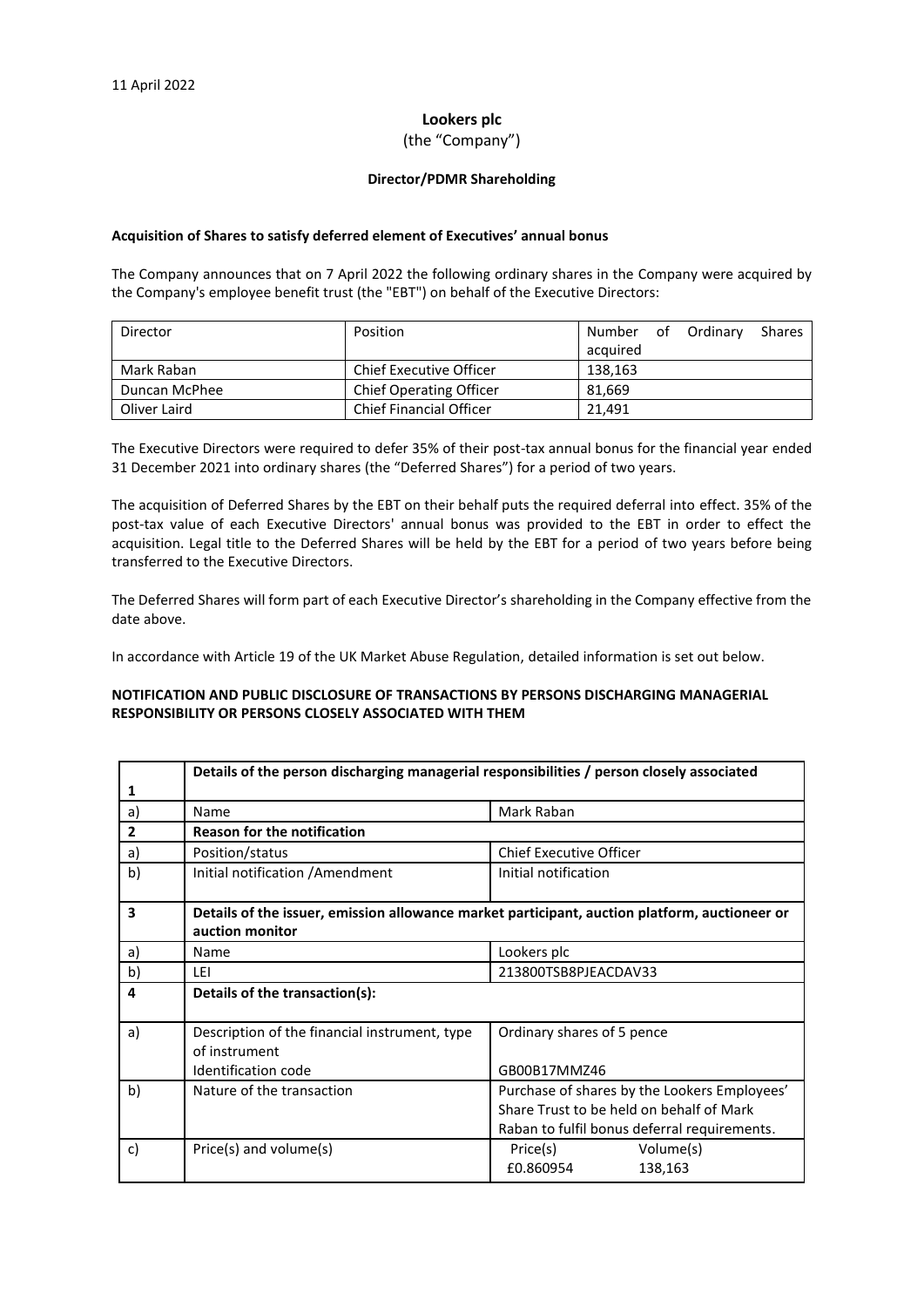11 April 2022

# Lookers plc

(the "Company")

**Director/PDMR Shareholding**

**Acquisition of Shares to satisfy deferred element of Executives' annual bonus**

The Company announces that on 7 April 2022 the following ordinary shares in the Company were acquired by the Company's employee benefit trust (the "EBT") on behalf of the Executive Directors:

| Director | Position | Number of Ordinary Shares acquired |
|---|---|---|
| Mark Raban | Chief Executive Officer | 138,163 |
| Duncan McPhee | Chief Operating Officer | 81,669 |
| Oliver Laird | Chief Financial Officer | 21,491 |

The Executive Directors were required to defer 35% of their post-tax annual bonus for the financial year ended 31 December 2021 into ordinary shares (the "Deferred Shares") for a period of two years.

The acquisition of Deferred Shares by the EBT on their behalf puts the required deferral into effect. 35% of the post-tax value of each Executive Directors' annual bonus was provided to the EBT in order to effect the acquisition. Legal title to the Deferred Shares will be held by the EBT for a period of two years before being transferred to the Executive Directors.

The Deferred Shares will form part of each Executive Director's shareholding in the Company effective from the date above.

In accordance with Article 19 of the UK Market Abuse Regulation, detailed information is set out below.

**NOTIFICATION AND PUBLIC DISCLOSURE OF TRANSACTIONS BY PERSONS DISCHARGING MANAGERIAL RESPONSIBILITY OR PERSONS CLOSELY ASSOCIATED WITH THEM**

| 1 | **Details of the person discharging managerial responsibilities / person closely associated** | |
|---|---|---|
| a) | Name | Mark Raban |
| **2** | **Reason for the notification** | |
| a) | Position/status | Chief Executive Officer |
| b) | Initial notification /Amendment | Initial notification |
| **3** | **Details of the issuer, emission allowance market participant, auction platform, auctioneer or auction monitor** | |
| a) | Name | Lookers plc |
| b) | LEI | 213800TSB8PJEACDAV33 |
| **4** | **Details of the transaction(s):** | |
| a) | Description of the financial instrument, type of instrument<br>Identification code | Ordinary shares of 5 pence<br><br>GB00B17MMZ46 |
| b) | Nature of the transaction | Purchase of shares by the Lookers Employees' Share Trust to be held on behalf of Mark Raban to fulfil bonus deferral requirements. |
| c) | Price(s) and volume(s) | Price(s) Volume(s)<br>£0.860954 138,163 |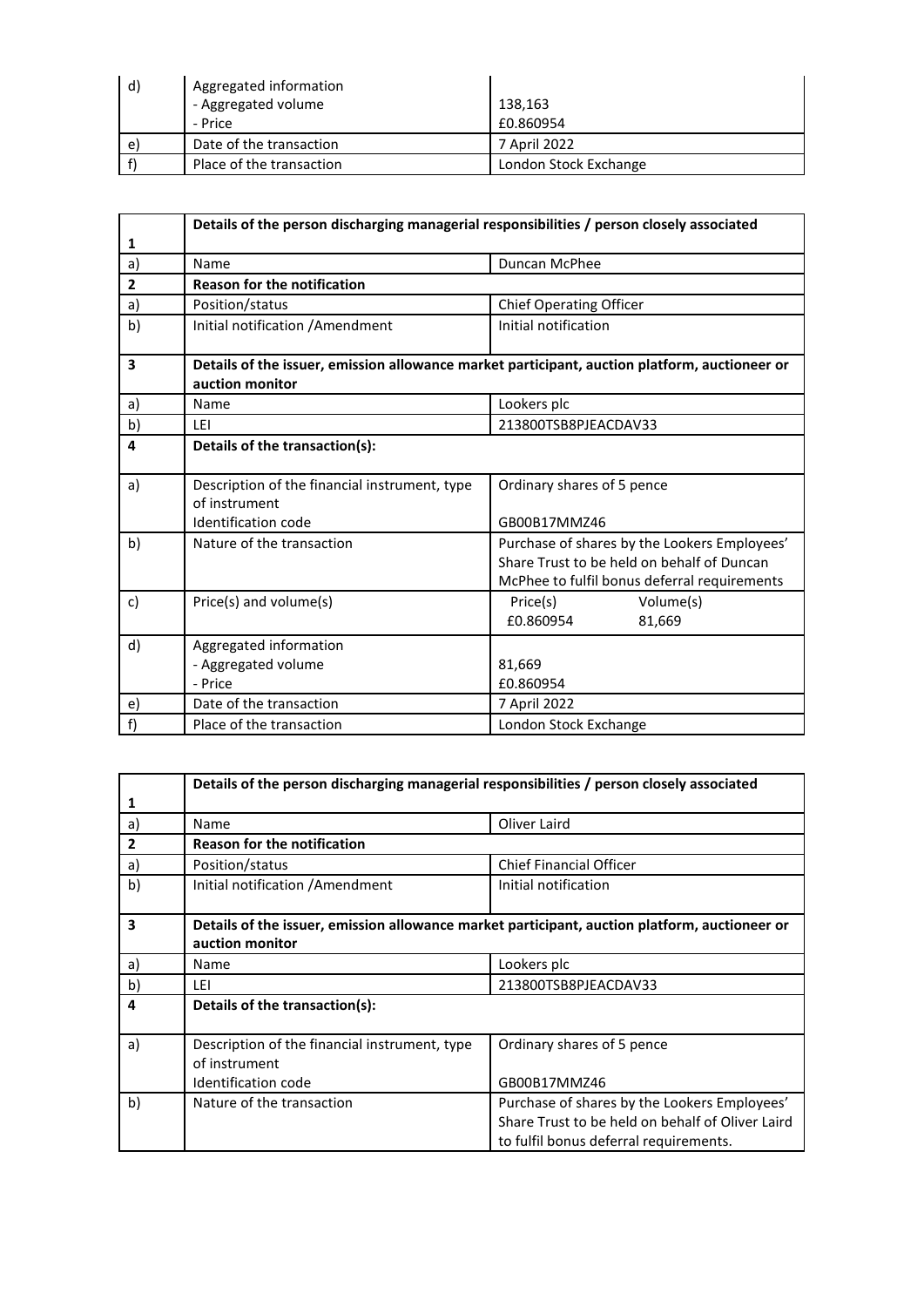| d) | Aggregated information<br>- Aggregated volume<br>- Price | <br>138,163<br>£0.860954 |
|---|---|---|
| e) | Date of the transaction | 7 April 2022 |
| f) | Place of the transaction | London Stock Exchange |

| 1 | **Details of the person discharging managerial responsibilities / person closely associated** | |
|---|---|---|
| a) | Name | Duncan McPhee |
| **2** | **Reason for the notification** | |
| a) | Position/status | Chief Operating Officer |
| b) | Initial notification /Amendment | Initial notification |
| **3** | **Details of the issuer, emission allowance market participant, auction platform, auctioneer or auction monitor** | |
| a) | Name | Lookers plc |
| b) | LEI | 213800TSB8PJEACDAV33 |
| **4** | **Details of the transaction(s):** | |
| a) | Description of the financial instrument, type of instrument<br>Identification code | Ordinary shares of 5 pence<br><br>GB00B17MMZ46 |
| b) | Nature of the transaction | Purchase of shares by the Lookers Employees' Share Trust to be held on behalf of Duncan McPhee to fulfil bonus deferral requirements |
| c) | Price(s) and volume(s) | Price(s) Volume(s)<br>£0.860954 81,669 |
| d) | Aggregated information<br>- Aggregated volume<br>- Price | <br>81,669<br>£0.860954 |
| e) | Date of the transaction | 7 April 2022 |
| f) | Place of the transaction | London Stock Exchange |

| 1 | **Details of the person discharging managerial responsibilities / person closely associated** | |
|---|---|---|
| a) | Name | Oliver Laird |
| **2** | **Reason for the notification** | |
| a) | Position/status | Chief Financial Officer |
| b) | Initial notification /Amendment | Initial notification |
| **3** | **Details of the issuer, emission allowance market participant, auction platform, auctioneer or auction monitor** | |
| a) | Name | Lookers plc |
| b) | LEI | 213800TSB8PJEACDAV33 |
| **4** | **Details of the transaction(s):** | |
| a) | Description of the financial instrument, type of instrument<br>Identification code | Ordinary shares of 5 pence<br><br>GB00B17MMZ46 |
| b) | Nature of the transaction | Purchase of shares by the Lookers Employees' Share Trust to be held on behalf of Oliver Laird to fulfil bonus deferral requirements. |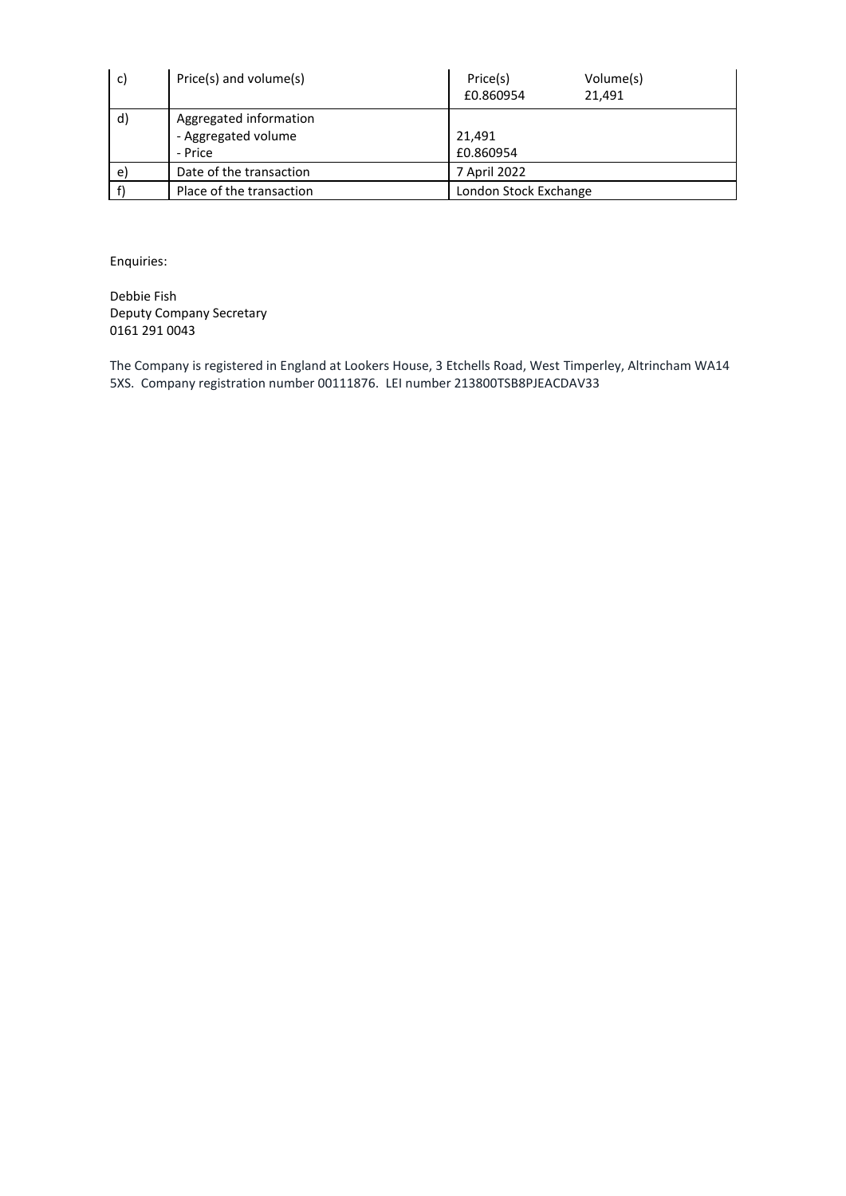| | | |
|---|---|---|
| c) | Price(s) and volume(s) | Price(s) Volume(s)<br>£0.860954 21,491 |
| d) | Aggregated information<br>- Aggregated volume<br>- Price | <br>21,491<br>£0.860954 |
| e) | Date of the transaction | 7 April 2022 |
| f) | Place of the transaction | London Stock Exchange |

Enquiries:

Debbie Fish
Deputy Company Secretary
0161 291 0043

The Company is registered in England at Lookers House, 3 Etchells Road, West Timperley, Altrincham WA14 5XS. Company registration number 00111876. LEI number 213800TSB8PJEACDAV33